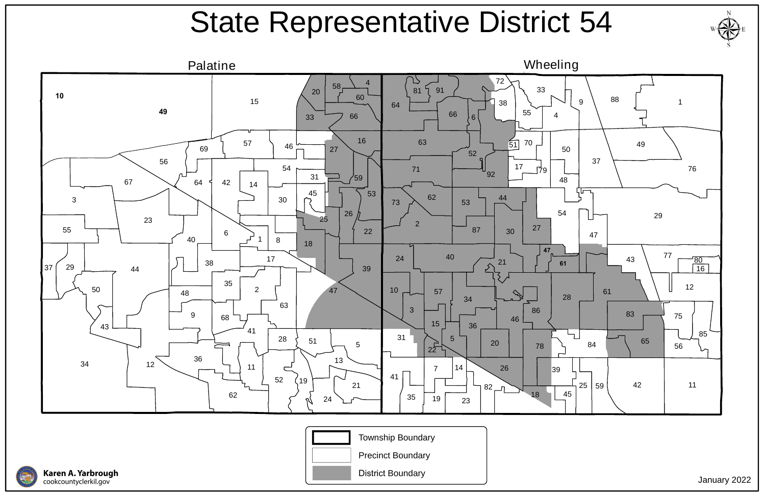# State Representative District 54

Palatine

Wheeling

- Township Boundary
- Precinct Boundary
- District Boundary

Karen A. Yarbrough
cookcountyclerkil.gov

January 2022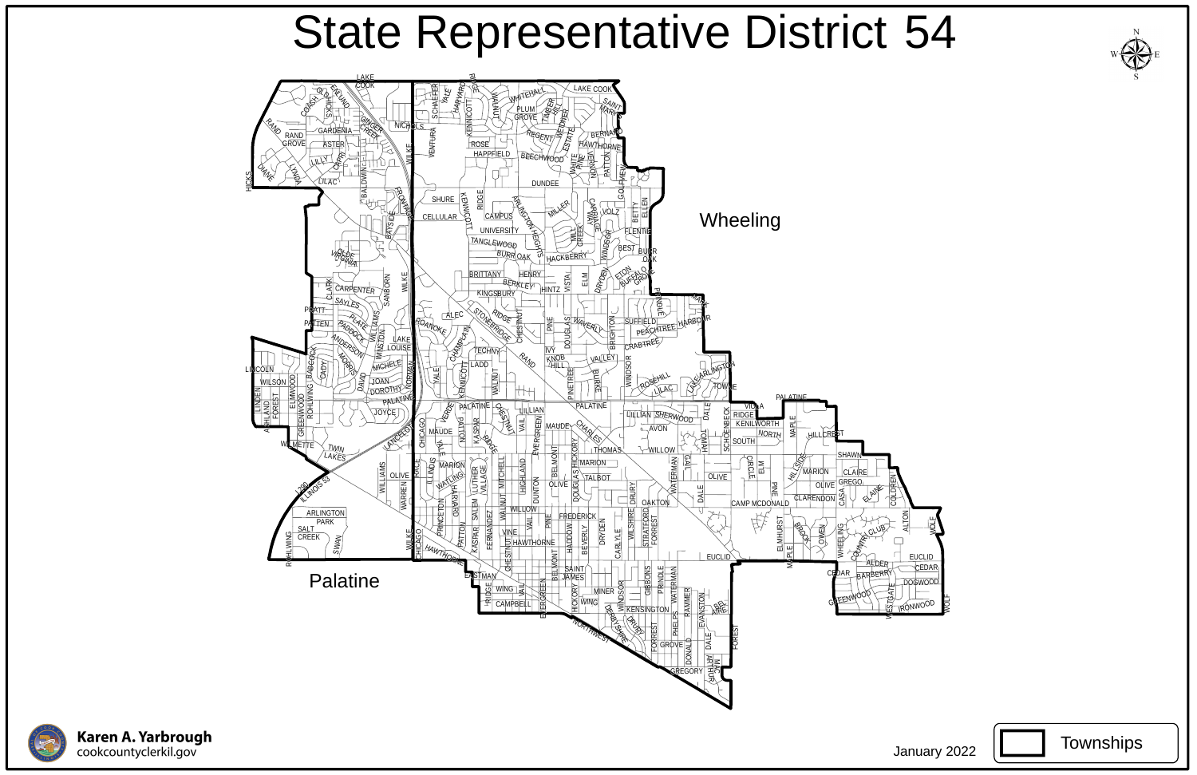# State Representative District 54

Wheeling

Palatine

Townships

January 2022

Karen A. Yarbrough
cookcountyclerkil.gov